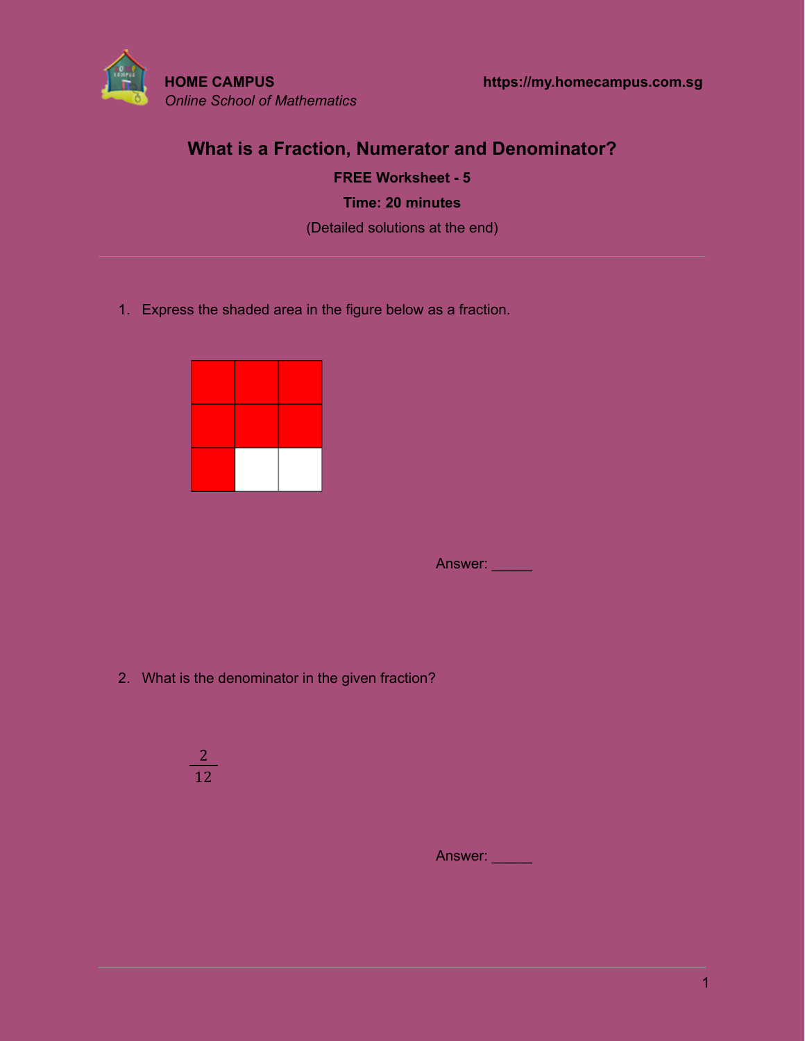**HOME CAMPUS**
*Online School of Mathematics*

**https://my.homecampus.com.sg**

# What is a Fraction, Numerator and Denominator?

**FREE Worksheet - 5**

**Time: 20 minutes**

(Detailed solutions at the end)

---

1. Express the shaded area in the figure below as a fraction.

Answer: _____

2. What is the denominator in the given fraction?

$$\frac{2}{12}$$

Answer: _____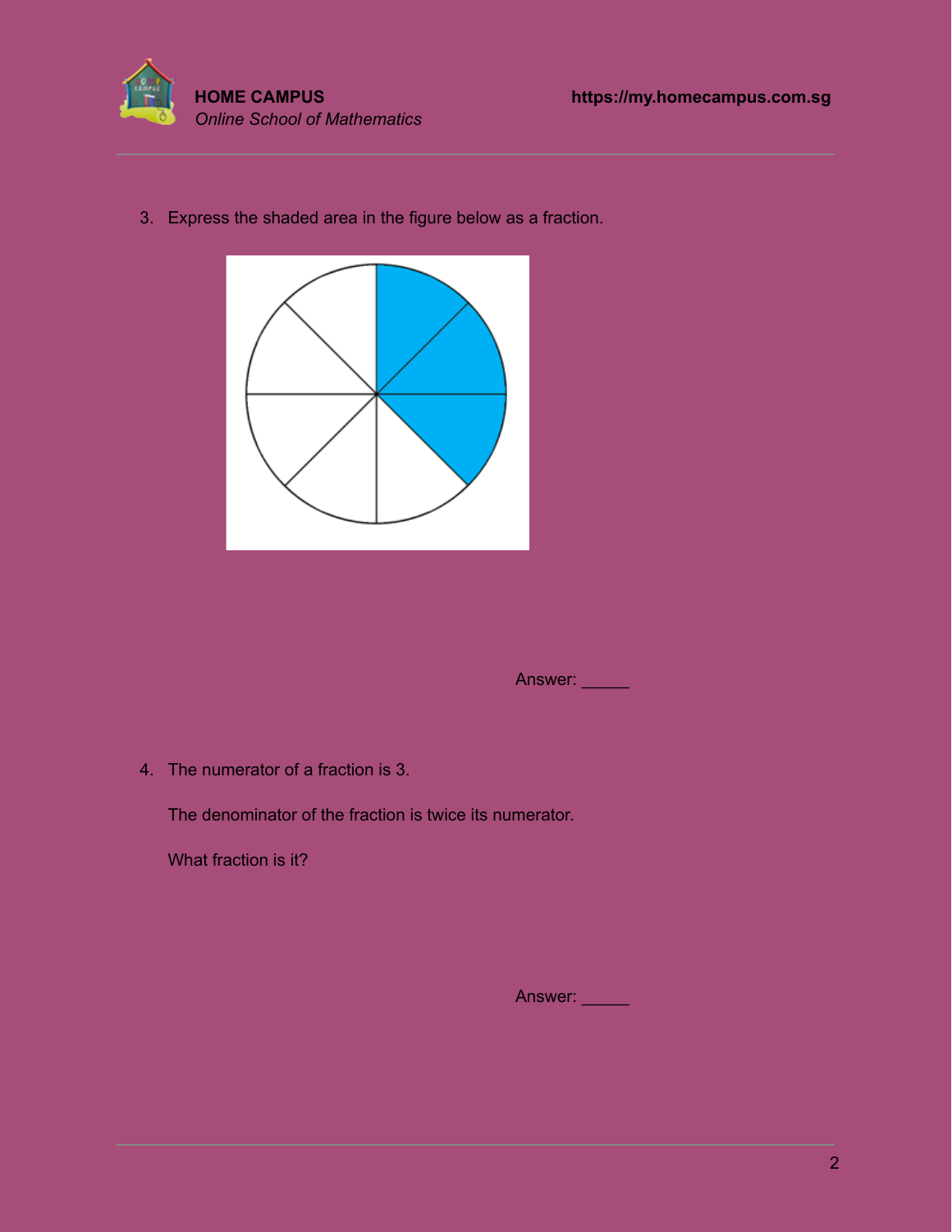3. Express the shaded area in the figure below as a fraction.

Answer: _____

4. The numerator of a fraction is 3.

   The denominator of the fraction is twice its numerator.

   What fraction is it?

Answer: _____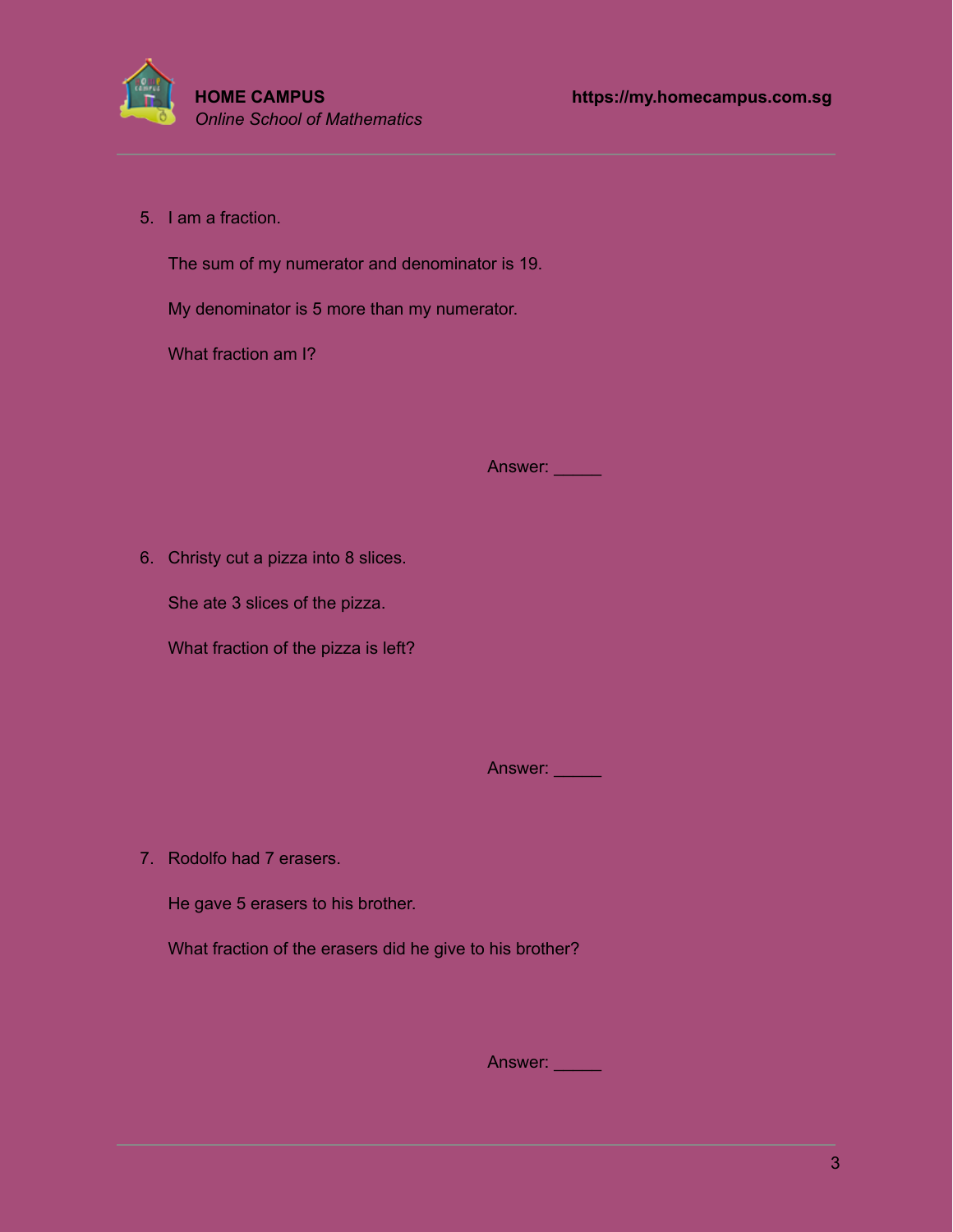5. I am a fraction.

   The sum of my numerator and denominator is 19.

   My denominator is 5 more than my numerator.

   What fraction am I?

   Answer: _____

6. Christy cut a pizza into 8 slices.

   She ate 3 slices of the pizza.

   What fraction of the pizza is left?

   Answer: _____

7. Rodolfo had 7 erasers.

   He gave 5 erasers to his brother.

   What fraction of the erasers did he give to his brother?

   Answer: _____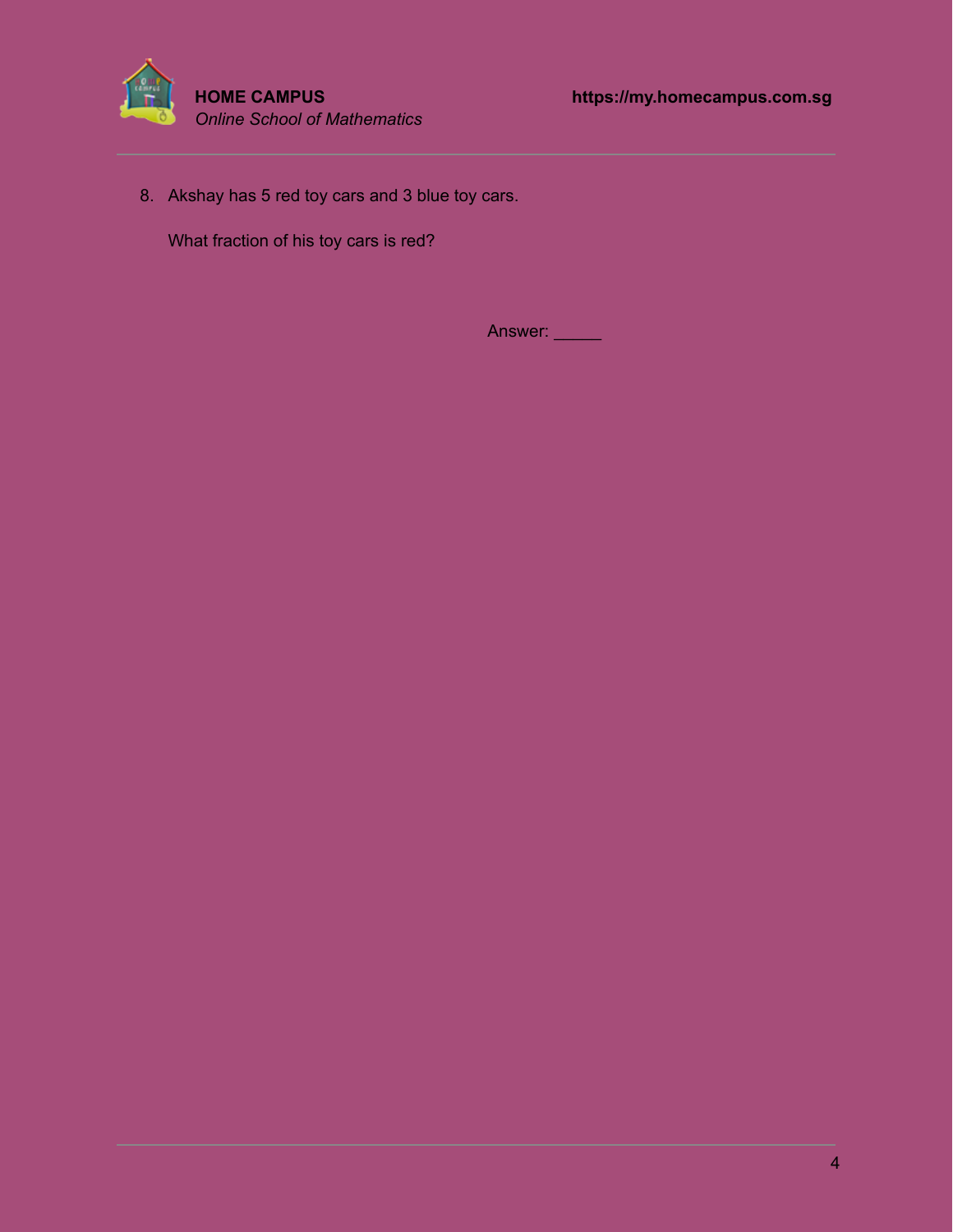8. Akshay has 5 red toy cars and 3 blue toy cars.

   What fraction of his toy cars is red?

   Answer: _____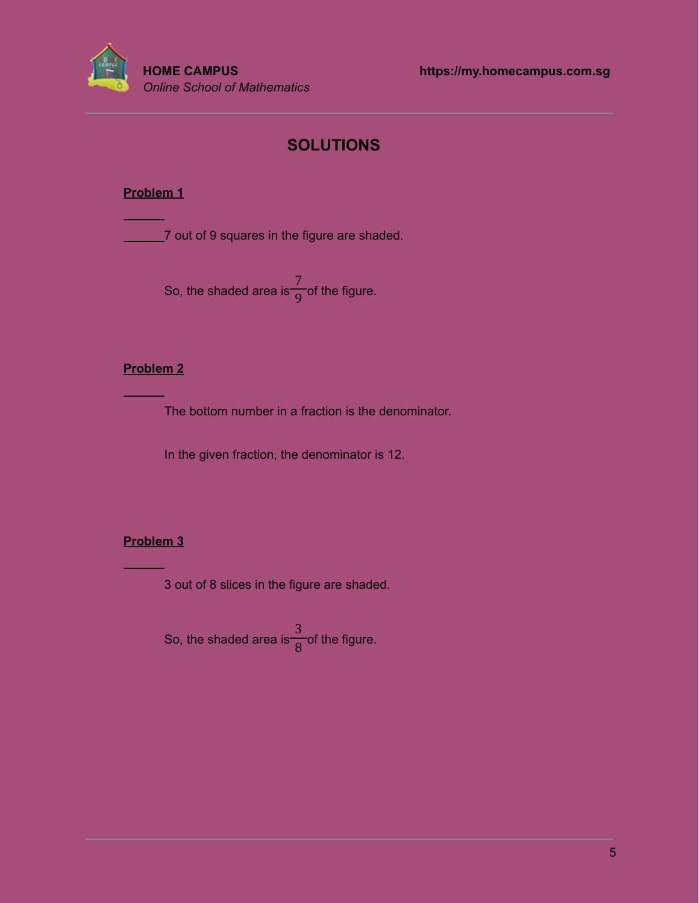## SOLUTIONS

**Problem 1**

7 out of 9 squares in the figure are shaded.

So, the shaded area is $\frac{7}{9}$ of the figure.

**Problem 2**

The bottom number in a fraction is the denominator.

In the given fraction, the denominator is 12.

**Problem 3**

3 out of 8 slices in the figure are shaded.

So, the shaded area is $\frac{3}{8}$ of the figure.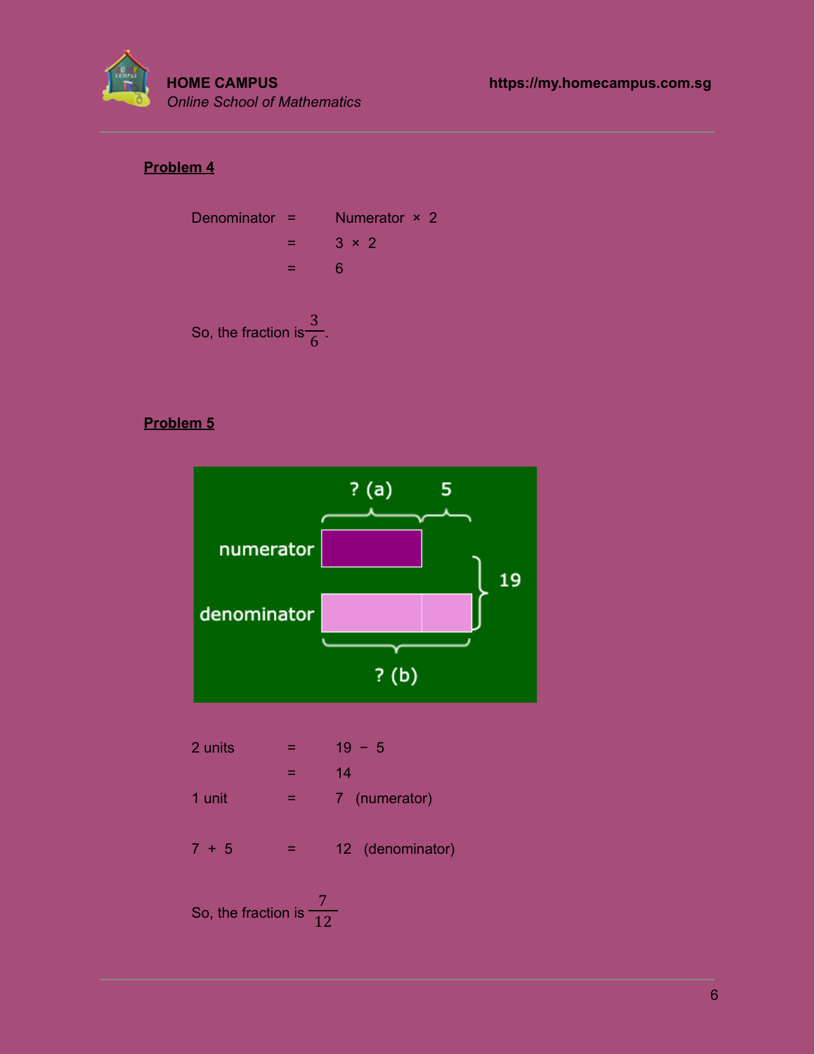**Problem 4**

Denominator = Numerator × 2

= 3 × 2

= 6

So, the fraction is $\frac{3}{6}$.

**Problem 5**

2 units = 19 − 5

= 14

1 unit = 7 (numerator)

7 + 5 = 12 (denominator)

So, the fraction is $\frac{7}{12}$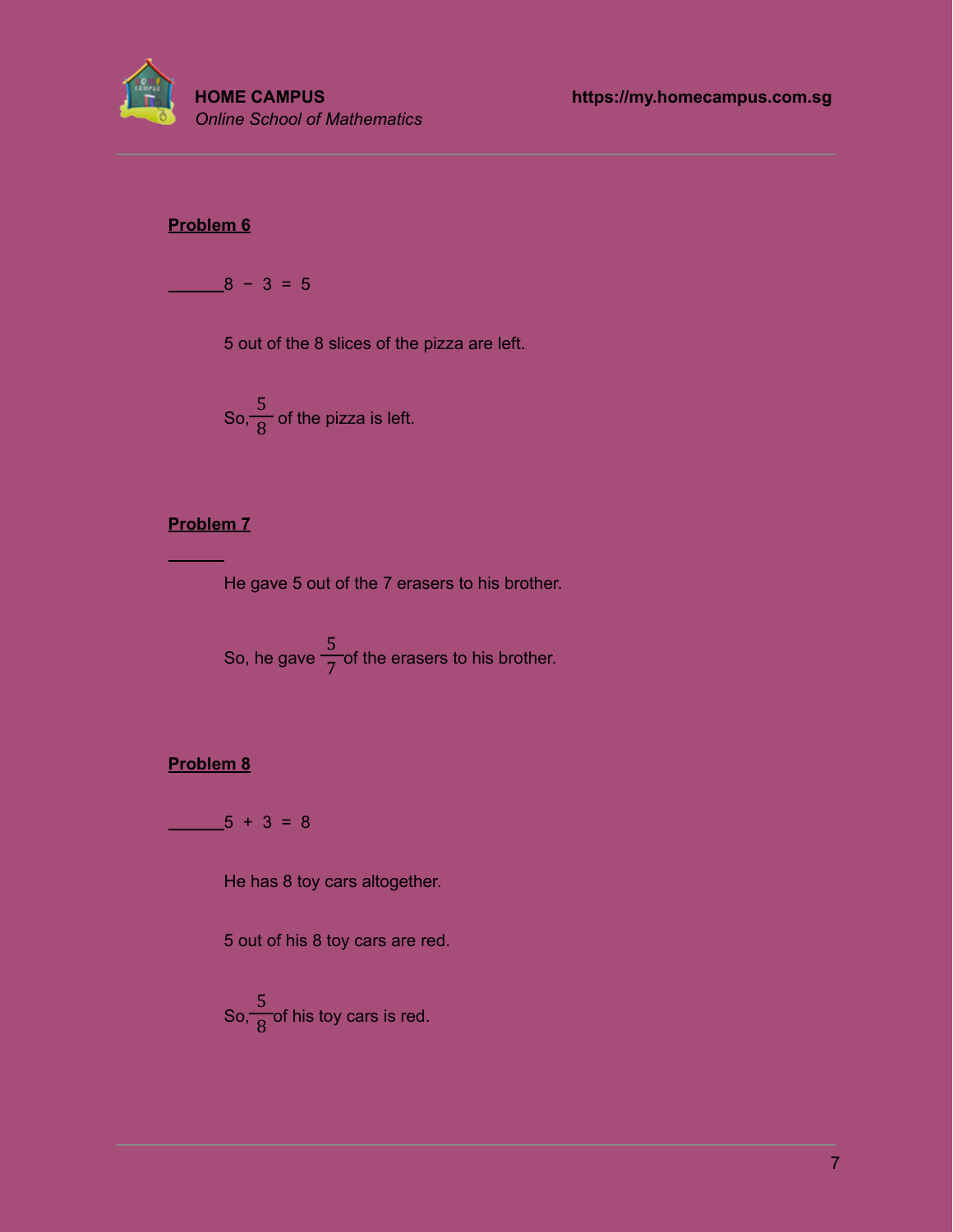**Problem 6**

______ $8 - 3 = 5$

5 out of the 8 slices of the pizza are left.

So, $\frac{5}{8}$ of the pizza is left.

**Problem 7**

______

He gave 5 out of the 7 erasers to his brother.

So, he gave $\frac{5}{7}$ of the erasers to his brother.

**Problem 8**

______ $5 + 3 = 8$

He has 8 toy cars altogether.

5 out of his 8 toy cars are red.

So, $\frac{5}{8}$ of his toy cars is red.